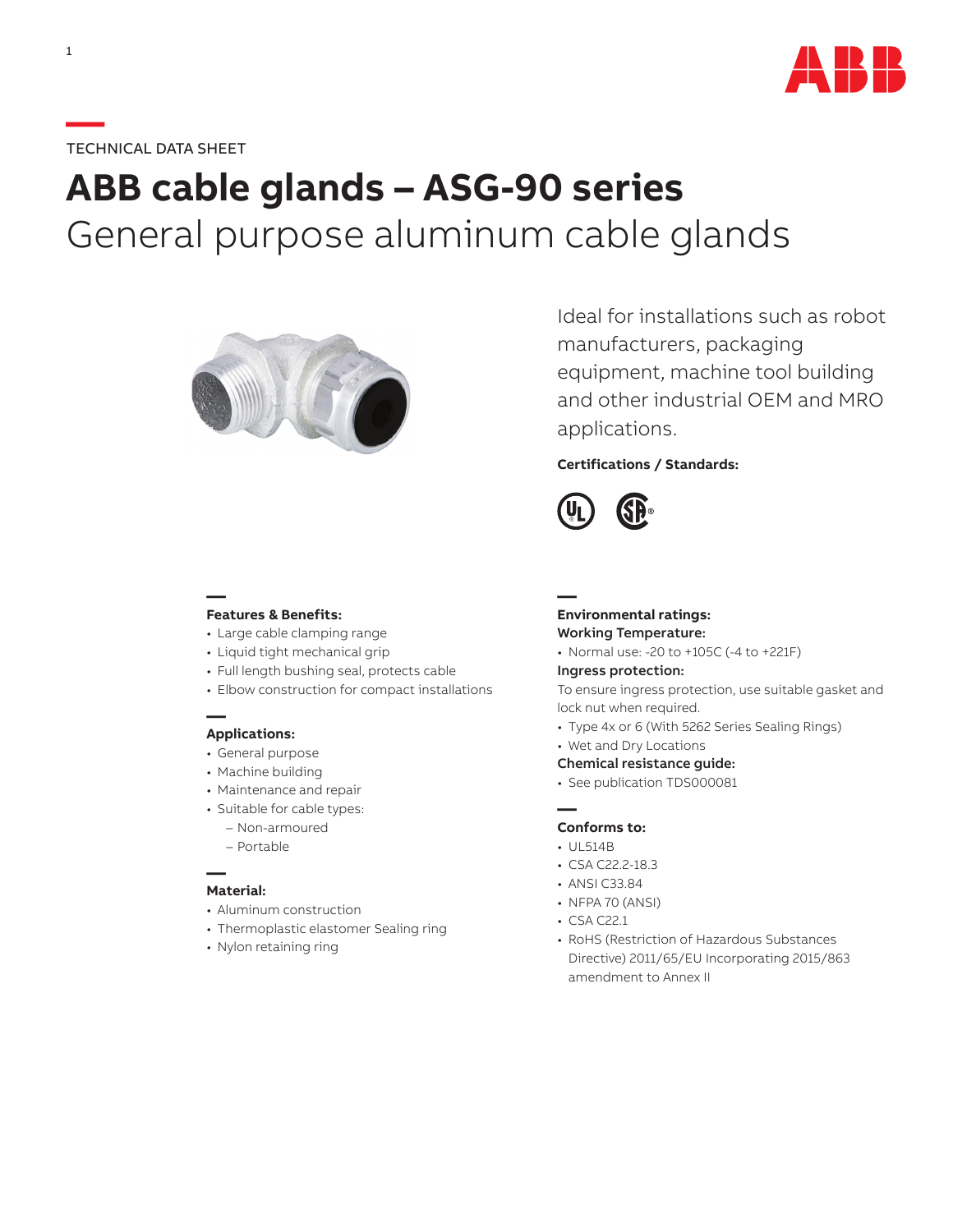TECHNICAL DATA SHEET

# ABB cable glands – ASG-90 series

## General purpose aluminum cable glands

Ideal for installations such as robot manufacturers, packaging equipment, machine tool building and other industrial OEM and MRO applications.

**Certifications / Standards:**

### Features & Benefits:

- Large cable clamping range
- Liquid tight mechanical grip
- Full length bushing seal, protects cable
- Elbow construction for compact installations

### Applications:

- General purpose
- Machine building
- Maintenance and repair
- Suitable for cable types:
  - Non-armoured
  - Portable

### Material:

- Aluminum construction
- Thermoplastic elastomer Sealing ring
- Nylon retaining ring

### Environmental ratings:

**Working Temperature:**

- Normal use: -20 to +105C (-4 to +221F)

**Ingress protection:**

To ensure ingress protection, use suitable gasket and lock nut when required.

- Type 4x or 6 (With 5262 Series Sealing Rings)
- Wet and Dry Locations

**Chemical resistance guide:**

- See publication TDS000081

### Conforms to:

- UL514B
- CSA C22.2-18.3
- ANSI C33.84
- NFPA 70 (ANSI)
- CSA C22.1
- RoHS (Restriction of Hazardous Substances Directive) 2011/65/EU Incorporating 2015/863 amendment to Annex II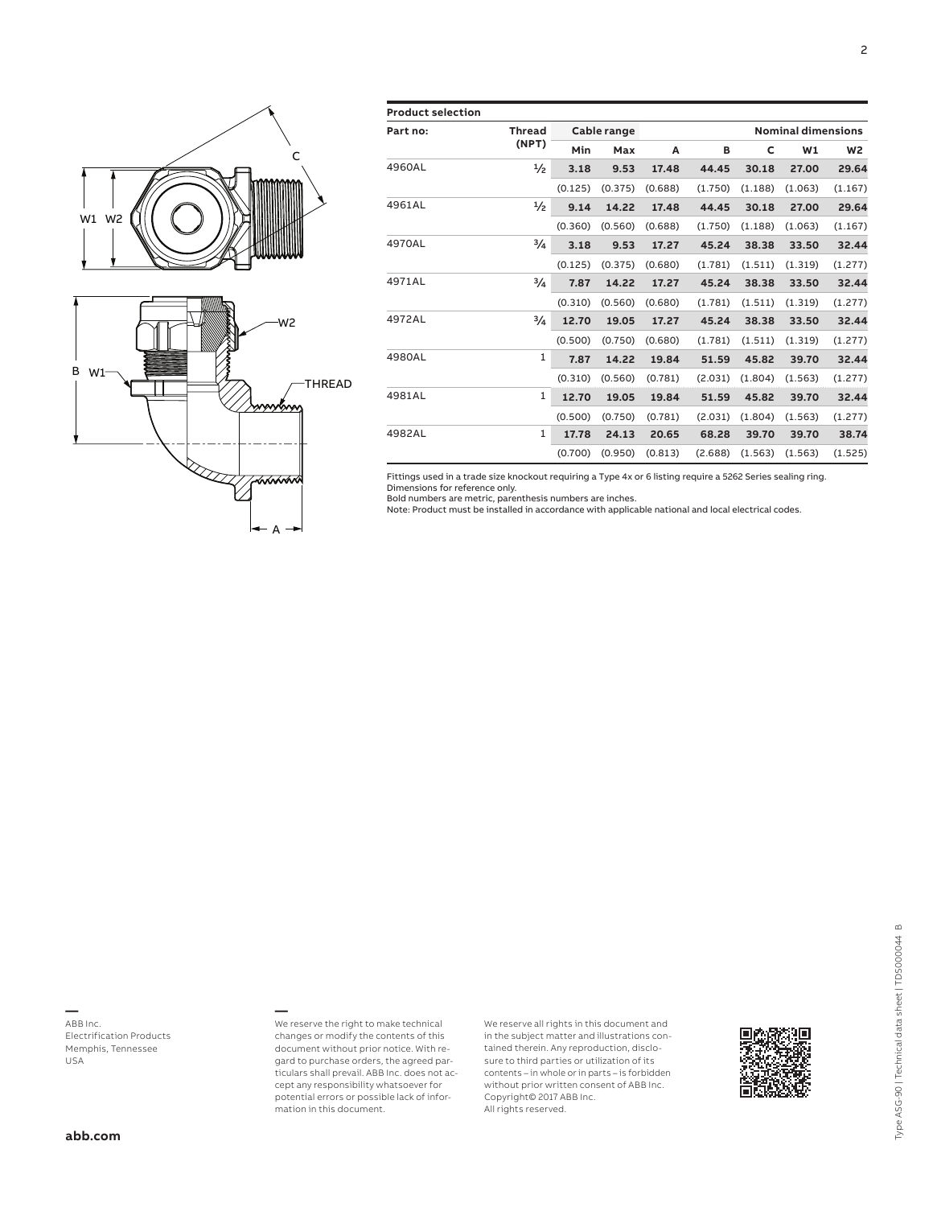**Product selection**

| Part no: | Thread (NPT) | Cable range | | Nominal dimensions | | | | |
|---|---|---|---|---|---|---|---|---|
| | | Min | Max | A | B | C | W1 | W2 |
| 4960AL | ½ | **3.18** | **9.53** | **17.48** | **44.45** | **30.18** | **27.00** | **29.64** |
| | | (0.125) | (0.375) | (0.688) | (1.750) | (1.188) | (1.063) | (1.167) |
| 4961AL | ½ | **9.14** | **14.22** | **17.48** | **44.45** | **30.18** | **27.00** | **29.64** |
| | | (0.360) | (0.560) | (0.688) | (1.750) | (1.188) | (1.063) | (1.167) |
| 4970AL | ¾ | **3.18** | **9.53** | **17.27** | **45.24** | **38.38** | **33.50** | **32.44** |
| | | (0.125) | (0.375) | (0.680) | (1.781) | (1.511) | (1.319) | (1.277) |
| 4971AL | ¾ | **7.87** | **14.22** | **17.27** | **45.24** | **38.38** | **33.50** | **32.44** |
| | | (0.310) | (0.560) | (0.680) | (1.781) | (1.511) | (1.319) | (1.277) |
| 4972AL | ¾ | **12.70** | **19.05** | **17.27** | **45.24** | **38.38** | **33.50** | **32.44** |
| | | (0.500) | (0.750) | (0.680) | (1.781) | (1.511) | (1.319) | (1.277) |
| 4980AL | 1 | **7.87** | **14.22** | **19.84** | **51.59** | **45.82** | **39.70** | **32.44** |
| | | (0.310) | (0.560) | (0.781) | (2.031) | (1.804) | (1.563) | (1.277) |
| 4981AL | 1 | **12.70** | **19.05** | **19.84** | **51.59** | **45.82** | **39.70** | **32.44** |
| | | (0.500) | (0.750) | (0.781) | (2.031) | (1.804) | (1.563) | (1.277) |
| 4982AL | 1 | **17.78** | **24.13** | **20.65** | **68.28** | **39.70** | **39.70** | **38.74** |
| | | (0.700) | (0.950) | (0.813) | (2.688) | (1.563) | (1.563) | (1.525) |

Fittings used in a trade size knockout requiring a Type 4x or 6 listing require a 5262 Series sealing ring.
Dimensions for reference only.
Bold numbers are metric, parenthesis numbers are inches.
Note: Product must be installed in accordance with applicable national and local electrical codes.

ABB Inc.
Electrification Products
Memphis, Tennessee
USA

We reserve the right to make technical changes or modify the contents of this document without prior notice. With regard to purchase orders, the agreed particulars shall prevail. ABB Inc. does not accept any responsibility whatsoever for potential errors or possible lack of information in this document.

We reserve all rights in this document and in the subject matter and illustrations contained therein. Any reproduction, disclosure to third parties or utilization of its contents – in whole or in parts – is forbidden without prior written consent of ABB Inc.
Copyright© 2017 ABB Inc.
All rights reserved.

**abb.com**

Type ASG-90 | Technical data sheet | TDS000044 B